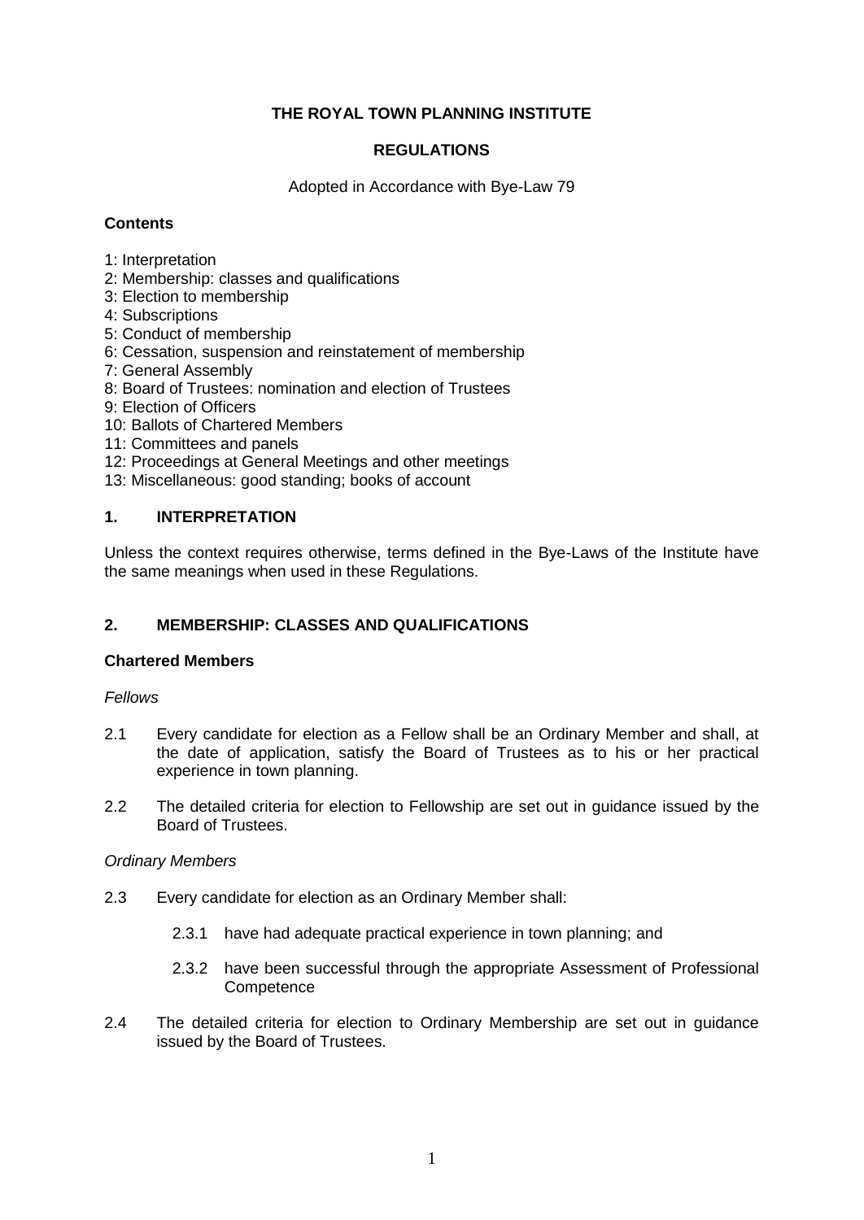# THE ROYAL TOWN PLANNING INSTITUTE

## REGULATIONS

Adopted in Accordance with Bye-Law 79

**Contents**

1: Interpretation
2: Membership: classes and qualifications
3: Election to membership
4: Subscriptions
5: Conduct of membership
6: Cessation, suspension and reinstatement of membership
7: General Assembly
8: Board of Trustees: nomination and election of Trustees
9: Election of Officers
10: Ballots of Chartered Members
11: Committees and panels
12: Proceedings at General Meetings and other meetings
13: Miscellaneous: good standing; books of account

## 1. INTERPRETATION

Unless the context requires otherwise, terms defined in the Bye-Laws of the Institute have the same meanings when used in these Regulations.

## 2. MEMBERSHIP: CLASSES AND QUALIFICATIONS

### Chartered Members

*Fellows*

2.1 Every candidate for election as a Fellow shall be an Ordinary Member and shall, at the date of application, satisfy the Board of Trustees as to his or her practical experience in town planning.

2.2 The detailed criteria for election to Fellowship are set out in guidance issued by the Board of Trustees.

*Ordinary Members*

2.3 Every candidate for election as an Ordinary Member shall:

2.3.1 have had adequate practical experience in town planning; and

2.3.2 have been successful through the appropriate Assessment of Professional Competence

2.4 The detailed criteria for election to Ordinary Membership are set out in guidance issued by the Board of Trustees.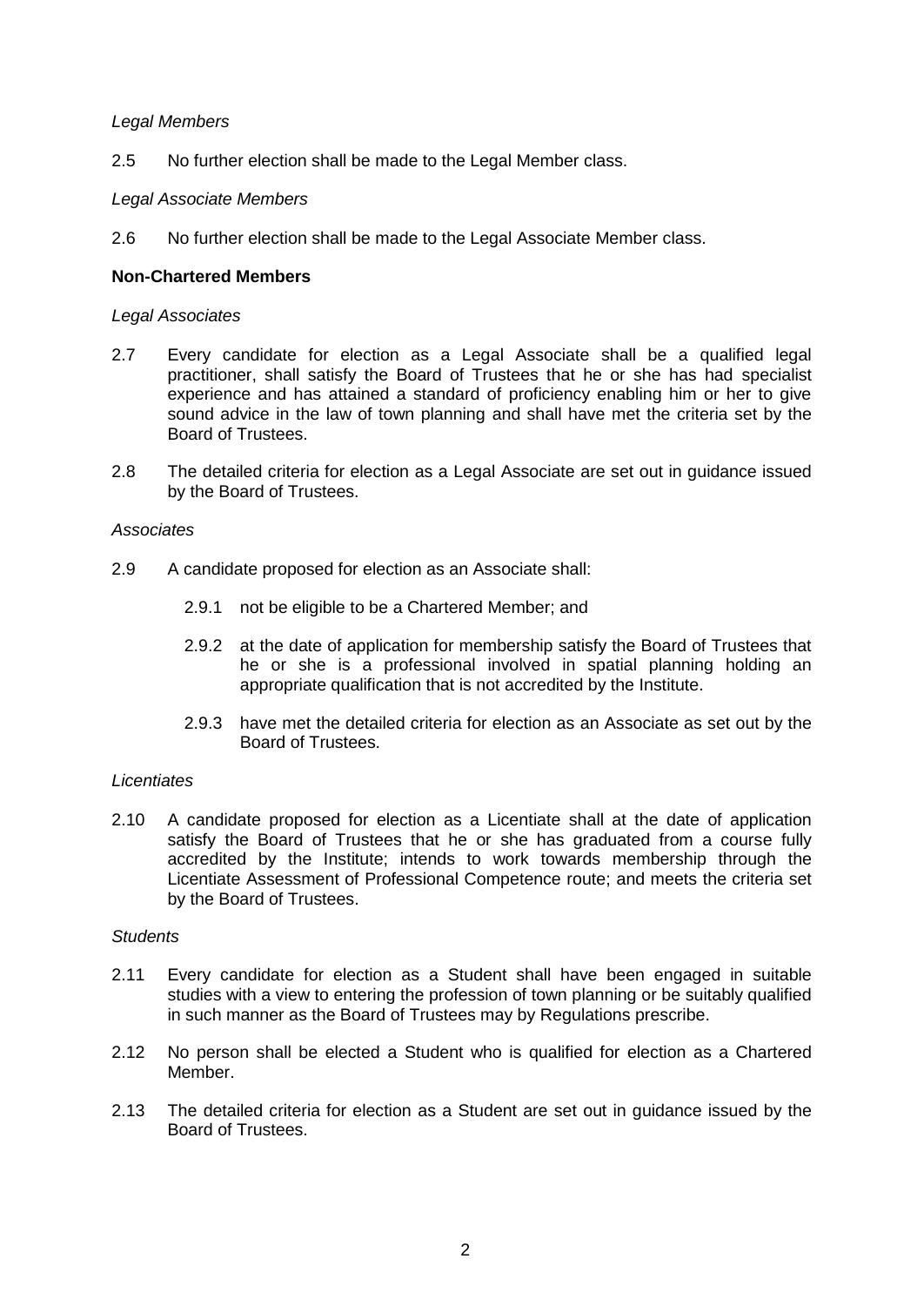*Legal Members*

2.5 No further election shall be made to the Legal Member class.

*Legal Associate Members*

2.6 No further election shall be made to the Legal Associate Member class.

**Non-Chartered Members**

*Legal Associates*

2.7 Every candidate for election as a Legal Associate shall be a qualified legal practitioner, shall satisfy the Board of Trustees that he or she has had specialist experience and has attained a standard of proficiency enabling him or her to give sound advice in the law of town planning and shall have met the criteria set by the Board of Trustees.

2.8 The detailed criteria for election as a Legal Associate are set out in guidance issued by the Board of Trustees.

*Associates*

2.9 A candidate proposed for election as an Associate shall:

- 2.9.1 not be eligible to be a Chartered Member; and
- 2.9.2 at the date of application for membership satisfy the Board of Trustees that he or she is a professional involved in spatial planning holding an appropriate qualification that is not accredited by the Institute.
- 2.9.3 have met the detailed criteria for election as an Associate as set out by the Board of Trustees.

*Licentiates*

2.10 A candidate proposed for election as a Licentiate shall at the date of application satisfy the Board of Trustees that he or she has graduated from a course fully accredited by the Institute; intends to work towards membership through the Licentiate Assessment of Professional Competence route; and meets the criteria set by the Board of Trustees.

*Students*

2.11 Every candidate for election as a Student shall have been engaged in suitable studies with a view to entering the profession of town planning or be suitably qualified in such manner as the Board of Trustees may by Regulations prescribe.

2.12 No person shall be elected a Student who is qualified for election as a Chartered Member.

2.13 The detailed criteria for election as a Student are set out in guidance issued by the Board of Trustees.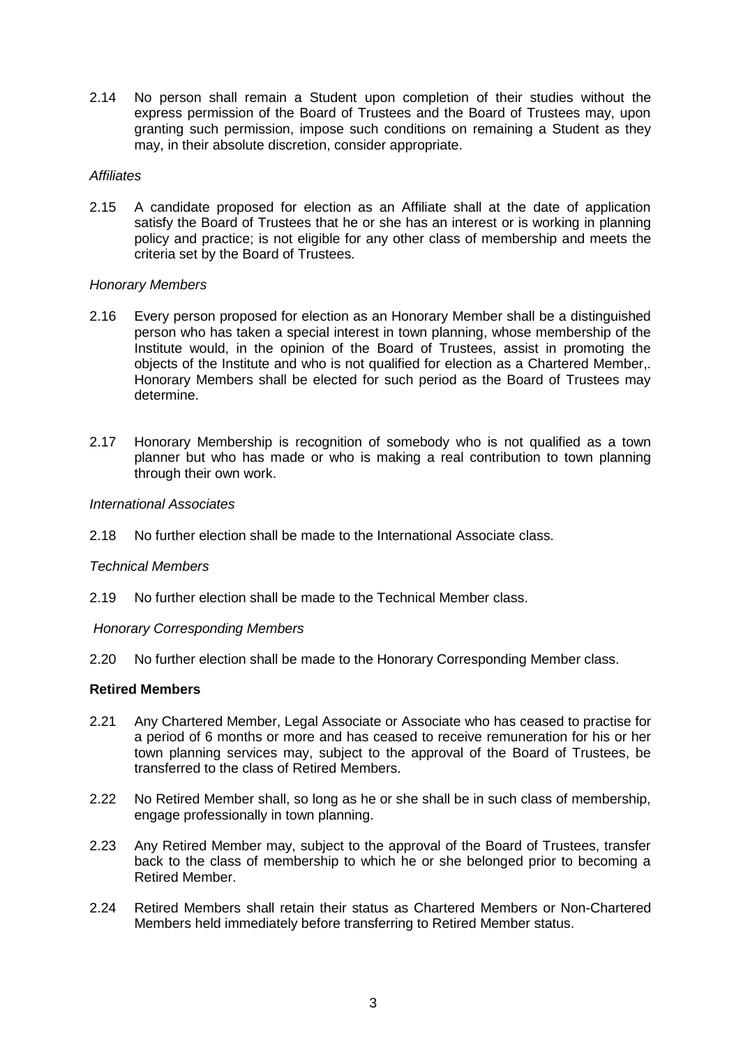2.14 No person shall remain a Student upon completion of their studies without the express permission of the Board of Trustees and the Board of Trustees may, upon granting such permission, impose such conditions on remaining a Student as they may, in their absolute discretion, consider appropriate.

*Affiliates*

2.15 A candidate proposed for election as an Affiliate shall at the date of application satisfy the Board of Trustees that he or she has an interest or is working in planning policy and practice; is not eligible for any other class of membership and meets the criteria set by the Board of Trustees.

*Honorary Members*

2.16 Every person proposed for election as an Honorary Member shall be a distinguished person who has taken a special interest in town planning, whose membership of the Institute would, in the opinion of the Board of Trustees, assist in promoting the objects of the Institute and who is not qualified for election as a Chartered Member,. Honorary Members shall be elected for such period as the Board of Trustees may determine.

2.17 Honorary Membership is recognition of somebody who is not qualified as a town planner but who has made or who is making a real contribution to town planning through their own work.

*International Associates*

2.18 No further election shall be made to the International Associate class.

*Technical Members*

2.19 No further election shall be made to the Technical Member class.

*Honorary Corresponding Members*

2.20 No further election shall be made to the Honorary Corresponding Member class.

**Retired Members**

2.21 Any Chartered Member, Legal Associate or Associate who has ceased to practise for a period of 6 months or more and has ceased to receive remuneration for his or her town planning services may, subject to the approval of the Board of Trustees, be transferred to the class of Retired Members.

2.22 No Retired Member shall, so long as he or she shall be in such class of membership, engage professionally in town planning.

2.23 Any Retired Member may, subject to the approval of the Board of Trustees, transfer back to the class of membership to which he or she belonged prior to becoming a Retired Member.

2.24 Retired Members shall retain their status as Chartered Members or Non-Chartered Members held immediately before transferring to Retired Member status.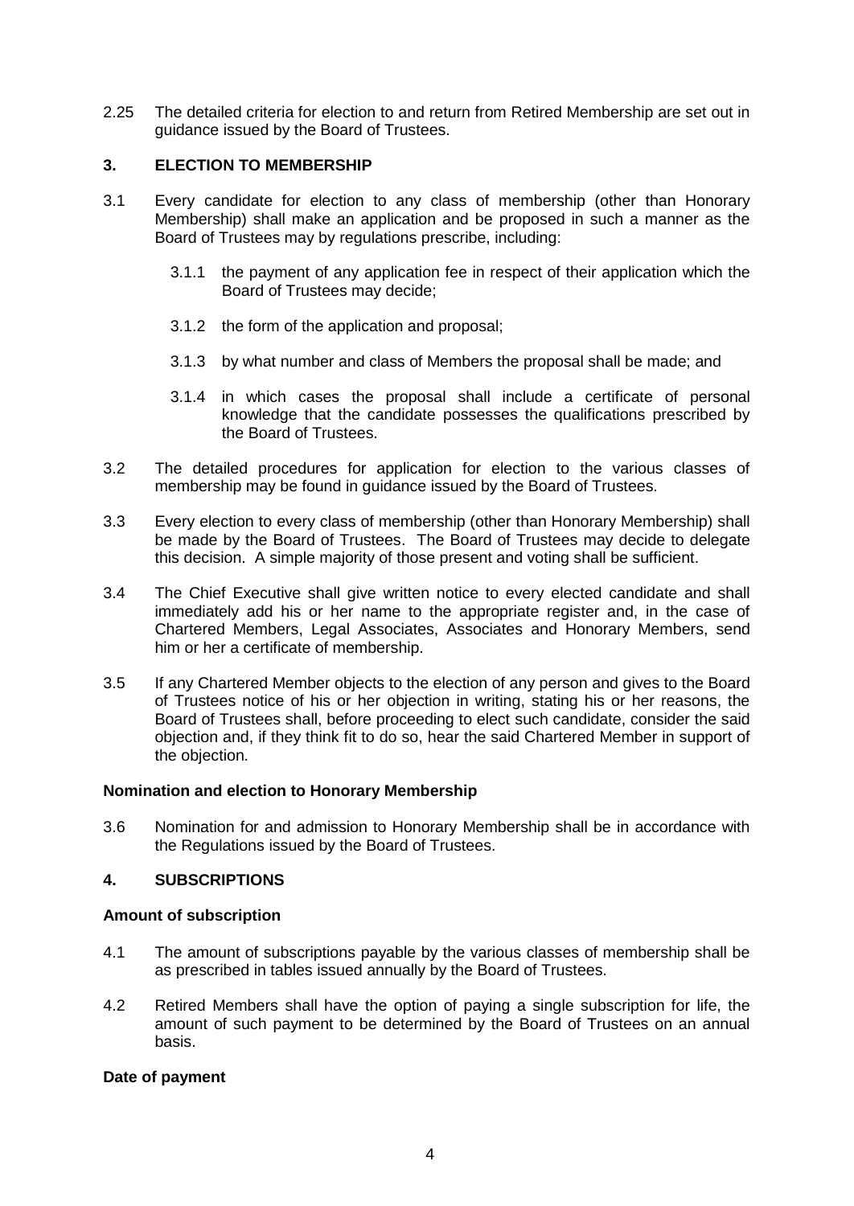2.25 The detailed criteria for election to and return from Retired Membership are set out in guidance issued by the Board of Trustees.

## 3. ELECTION TO MEMBERSHIP

3.1 Every candidate for election to any class of membership (other than Honorary Membership) shall make an application and be proposed in such a manner as the Board of Trustees may by regulations prescribe, including:

3.1.1 the payment of any application fee in respect of their application which the Board of Trustees may decide;

3.1.2 the form of the application and proposal;

3.1.3 by what number and class of Members the proposal shall be made; and

3.1.4 in which cases the proposal shall include a certificate of personal knowledge that the candidate possesses the qualifications prescribed by the Board of Trustees.

3.2 The detailed procedures for application for election to the various classes of membership may be found in guidance issued by the Board of Trustees.

3.3 Every election to every class of membership (other than Honorary Membership) shall be made by the Board of Trustees. The Board of Trustees may decide to delegate this decision. A simple majority of those present and voting shall be sufficient.

3.4 The Chief Executive shall give written notice to every elected candidate and shall immediately add his or her name to the appropriate register and, in the case of Chartered Members, Legal Associates, Associates and Honorary Members, send him or her a certificate of membership.

3.5 If any Chartered Member objects to the election of any person and gives to the Board of Trustees notice of his or her objection in writing, stating his or her reasons, the Board of Trustees shall, before proceeding to elect such candidate, consider the said objection and, if they think fit to do so, hear the said Chartered Member in support of the objection.

**Nomination and election to Honorary Membership**

3.6 Nomination for and admission to Honorary Membership shall be in accordance with the Regulations issued by the Board of Trustees.

## 4. SUBSCRIPTIONS

**Amount of subscription**

4.1 The amount of subscriptions payable by the various classes of membership shall be as prescribed in tables issued annually by the Board of Trustees.

4.2 Retired Members shall have the option of paying a single subscription for life, the amount of such payment to be determined by the Board of Trustees on an annual basis.

**Date of payment**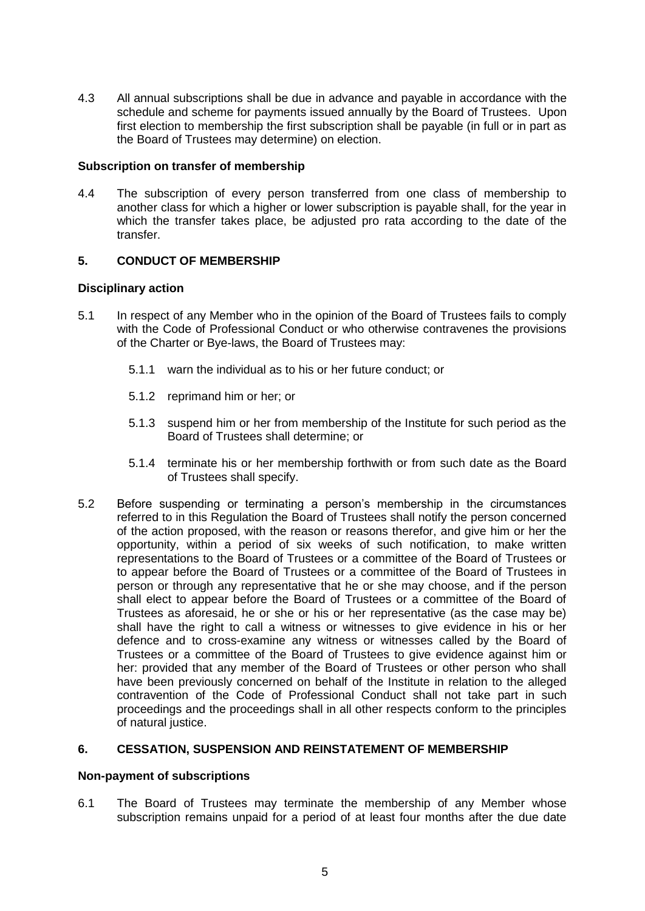4.3 All annual subscriptions shall be due in advance and payable in accordance with the schedule and scheme for payments issued annually by the Board of Trustees. Upon first election to membership the first subscription shall be payable (in full or in part as the Board of Trustees may determine) on election.

**Subscription on transfer of membership**

4.4 The subscription of every person transferred from one class of membership to another class for which a higher or lower subscription is payable shall, for the year in which the transfer takes place, be adjusted pro rata according to the date of the transfer.

## 5. CONDUCT OF MEMBERSHIP

**Disciplinary action**

5.1 In respect of any Member who in the opinion of the Board of Trustees fails to comply with the Code of Professional Conduct or who otherwise contravenes the provisions of the Charter or Bye-laws, the Board of Trustees may:

- 5.1.1 warn the individual as to his or her future conduct; or
- 5.1.2 reprimand him or her; or
- 5.1.3 suspend him or her from membership of the Institute for such period as the Board of Trustees shall determine; or
- 5.1.4 terminate his or her membership forthwith or from such date as the Board of Trustees shall specify.

5.2 Before suspending or terminating a person's membership in the circumstances referred to in this Regulation the Board of Trustees shall notify the person concerned of the action proposed, with the reason or reasons therefor, and give him or her the opportunity, within a period of six weeks of such notification, to make written representations to the Board of Trustees or a committee of the Board of Trustees or to appear before the Board of Trustees or a committee of the Board of Trustees in person or through any representative that he or she may choose, and if the person shall elect to appear before the Board of Trustees or a committee of the Board of Trustees as aforesaid, he or she or his or her representative (as the case may be) shall have the right to call a witness or witnesses to give evidence in his or her defence and to cross-examine any witness or witnesses called by the Board of Trustees or a committee of the Board of Trustees to give evidence against him or her: provided that any member of the Board of Trustees or other person who shall have been previously concerned on behalf of the Institute in relation to the alleged contravention of the Code of Professional Conduct shall not take part in such proceedings and the proceedings shall in all other respects conform to the principles of natural justice.

## 6. CESSATION, SUSPENSION AND REINSTATEMENT OF MEMBERSHIP

**Non-payment of subscriptions**

6.1 The Board of Trustees may terminate the membership of any Member whose subscription remains unpaid for a period of at least four months after the due date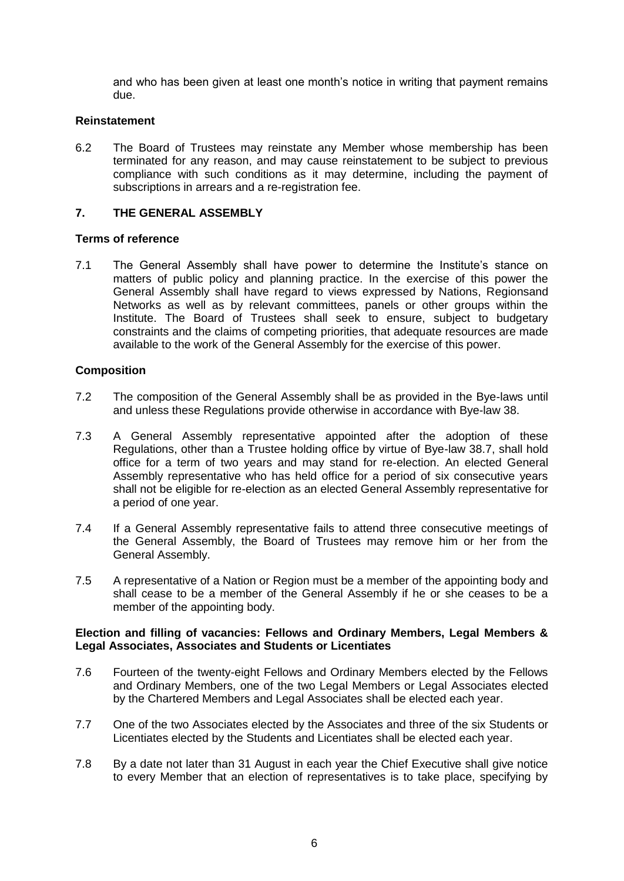and who has been given at least one month's notice in writing that payment remains due.

### Reinstatement

6.2 The Board of Trustees may reinstate any Member whose membership has been terminated for any reason, and may cause reinstatement to be subject to previous compliance with such conditions as it may determine, including the payment of subscriptions in arrears and a re-registration fee.

## 7. THE GENERAL ASSEMBLY

### Terms of reference

7.1 The General Assembly shall have power to determine the Institute's stance on matters of public policy and planning practice. In the exercise of this power the General Assembly shall have regard to views expressed by Nations, Regionsand Networks as well as by relevant committees, panels or other groups within the Institute. The Board of Trustees shall seek to ensure, subject to budgetary constraints and the claims of competing priorities, that adequate resources are made available to the work of the General Assembly for the exercise of this power.

### Composition

7.2 The composition of the General Assembly shall be as provided in the Bye-laws until and unless these Regulations provide otherwise in accordance with Bye-law 38.

7.3 A General Assembly representative appointed after the adoption of these Regulations, other than a Trustee holding office by virtue of Bye-law 38.7, shall hold office for a term of two years and may stand for re-election. An elected General Assembly representative who has held office for a period of six consecutive years shall not be eligible for re-election as an elected General Assembly representative for a period of one year.

7.4 If a General Assembly representative fails to attend three consecutive meetings of the General Assembly, the Board of Trustees may remove him or her from the General Assembly.

7.5 A representative of a Nation or Region must be a member of the appointing body and shall cease to be a member of the General Assembly if he or she ceases to be a member of the appointing body.

### Election and filling of vacancies: Fellows and Ordinary Members, Legal Members & Legal Associates, Associates and Students or Licentiates

7.6 Fourteen of the twenty-eight Fellows and Ordinary Members elected by the Fellows and Ordinary Members, one of the two Legal Members or Legal Associates elected by the Chartered Members and Legal Associates shall be elected each year.

7.7 One of the two Associates elected by the Associates and three of the six Students or Licentiates elected by the Students and Licentiates shall be elected each year.

7.8 By a date not later than 31 August in each year the Chief Executive shall give notice to every Member that an election of representatives is to take place, specifying by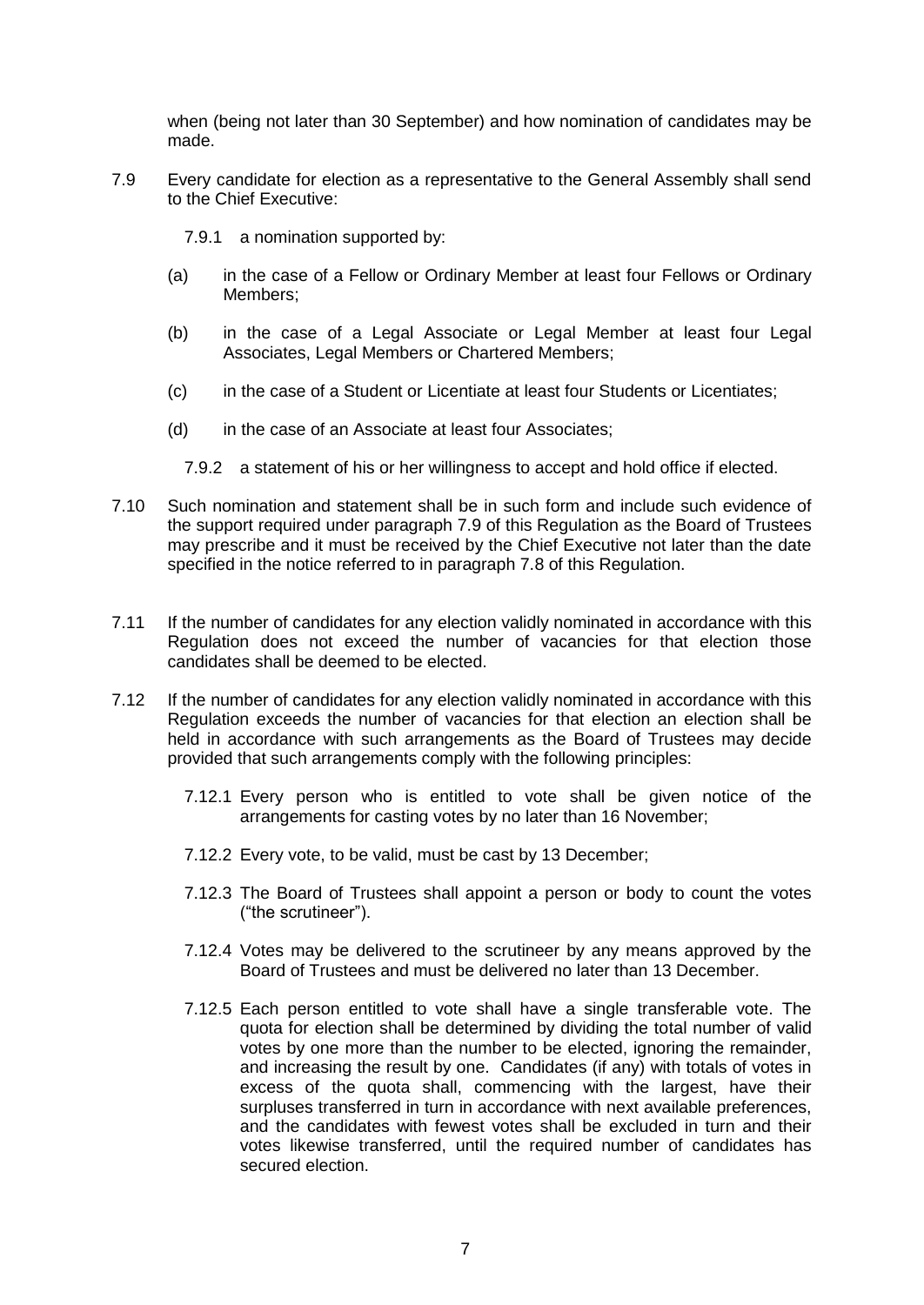when (being not later than 30 September) and how nomination of candidates may be made.

7.9 Every candidate for election as a representative to the General Assembly shall send to the Chief Executive:

7.9.1 a nomination supported by:

(a) in the case of a Fellow or Ordinary Member at least four Fellows or Ordinary Members;

(b) in the case of a Legal Associate or Legal Member at least four Legal Associates, Legal Members or Chartered Members;

(c) in the case of a Student or Licentiate at least four Students or Licentiates;

(d) in the case of an Associate at least four Associates;

7.9.2 a statement of his or her willingness to accept and hold office if elected.

7.10 Such nomination and statement shall be in such form and include such evidence of the support required under paragraph 7.9 of this Regulation as the Board of Trustees may prescribe and it must be received by the Chief Executive not later than the date specified in the notice referred to in paragraph 7.8 of this Regulation.

7.11 If the number of candidates for any election validly nominated in accordance with this Regulation does not exceed the number of vacancies for that election those candidates shall be deemed to be elected.

7.12 If the number of candidates for any election validly nominated in accordance with this Regulation exceeds the number of vacancies for that election an election shall be held in accordance with such arrangements as the Board of Trustees may decide provided that such arrangements comply with the following principles:

7.12.1 Every person who is entitled to vote shall be given notice of the arrangements for casting votes by no later than 16 November;

7.12.2 Every vote, to be valid, must be cast by 13 December;

7.12.3 The Board of Trustees shall appoint a person or body to count the votes ("the scrutineer").

7.12.4 Votes may be delivered to the scrutineer by any means approved by the Board of Trustees and must be delivered no later than 13 December.

7.12.5 Each person entitled to vote shall have a single transferable vote. The quota for election shall be determined by dividing the total number of valid votes by one more than the number to be elected, ignoring the remainder, and increasing the result by one. Candidates (if any) with totals of votes in excess of the quota shall, commencing with the largest, have their surpluses transferred in turn in accordance with next available preferences, and the candidates with fewest votes shall be excluded in turn and their votes likewise transferred, until the required number of candidates has secured election.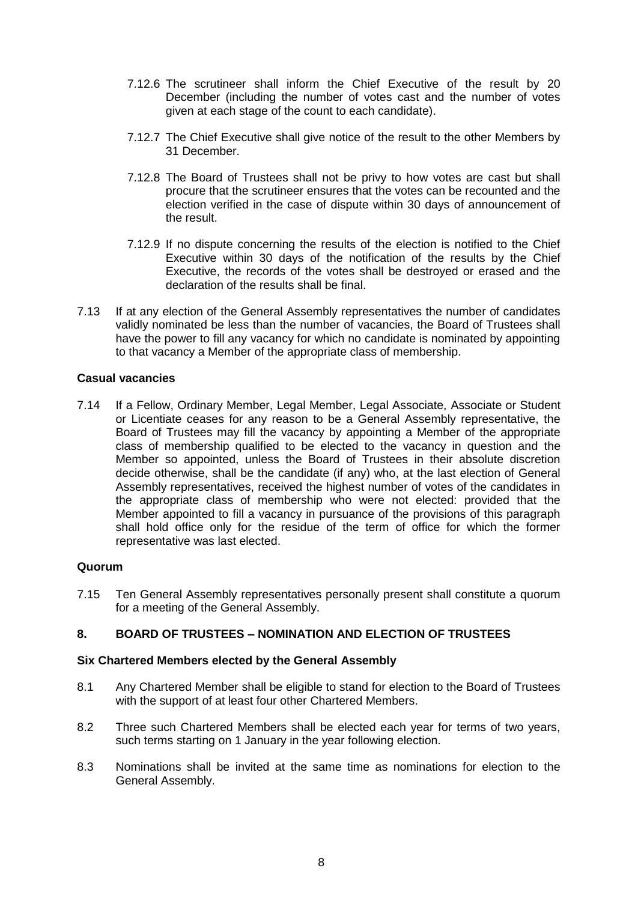7.12.6 The scrutineer shall inform the Chief Executive of the result by 20 December (including the number of votes cast and the number of votes given at each stage of the count to each candidate).

7.12.7 The Chief Executive shall give notice of the result to the other Members by 31 December.

7.12.8 The Board of Trustees shall not be privy to how votes are cast but shall procure that the scrutineer ensures that the votes can be recounted and the election verified in the case of dispute within 30 days of announcement of the result.

7.12.9 If no dispute concerning the results of the election is notified to the Chief Executive within 30 days of the notification of the results by the Chief Executive, the records of the votes shall be destroyed or erased and the declaration of the results shall be final.

7.13 If at any election of the General Assembly representatives the number of candidates validly nominated be less than the number of vacancies, the Board of Trustees shall have the power to fill any vacancy for which no candidate is nominated by appointing to that vacancy a Member of the appropriate class of membership.

**Casual vacancies**

7.14 If a Fellow, Ordinary Member, Legal Member, Legal Associate, Associate or Student or Licentiate ceases for any reason to be a General Assembly representative, the Board of Trustees may fill the vacancy by appointing a Member of the appropriate class of membership qualified to be elected to the vacancy in question and the Member so appointed, unless the Board of Trustees in their absolute discretion decide otherwise, shall be the candidate (if any) who, at the last election of General Assembly representatives, received the highest number of votes of the candidates in the appropriate class of membership who were not elected: provided that the Member appointed to fill a vacancy in pursuance of the provisions of this paragraph shall hold office only for the residue of the term of office for which the former representative was last elected.

**Quorum**

7.15 Ten General Assembly representatives personally present shall constitute a quorum for a meeting of the General Assembly.

## 8. BOARD OF TRUSTEES – NOMINATION AND ELECTION OF TRUSTEES

**Six Chartered Members elected by the General Assembly**

8.1 Any Chartered Member shall be eligible to stand for election to the Board of Trustees with the support of at least four other Chartered Members.

8.2 Three such Chartered Members shall be elected each year for terms of two years, such terms starting on 1 January in the year following election.

8.3 Nominations shall be invited at the same time as nominations for election to the General Assembly.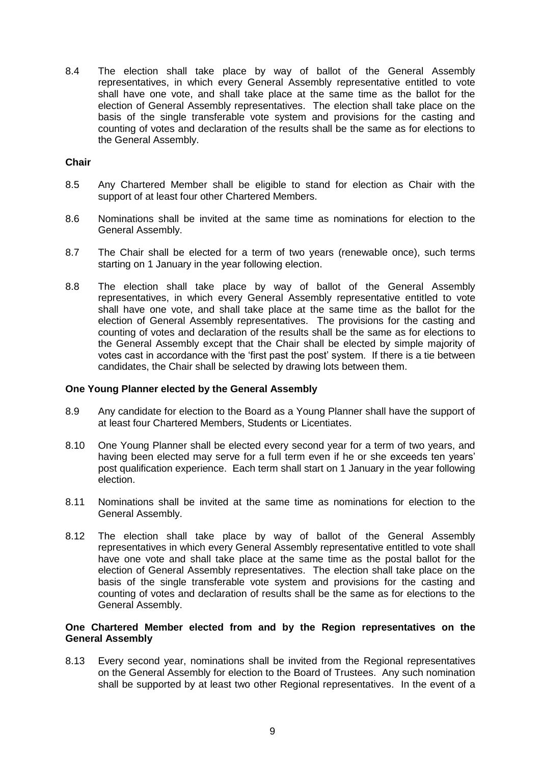8.4 The election shall take place by way of ballot of the General Assembly representatives, in which every General Assembly representative entitled to vote shall have one vote, and shall take place at the same time as the ballot for the election of General Assembly representatives. The election shall take place on the basis of the single transferable vote system and provisions for the casting and counting of votes and declaration of the results shall be the same as for elections to the General Assembly.

**Chair**

8.5 Any Chartered Member shall be eligible to stand for election as Chair with the support of at least four other Chartered Members.

8.6 Nominations shall be invited at the same time as nominations for election to the General Assembly.

8.7 The Chair shall be elected for a term of two years (renewable once), such terms starting on 1 January in the year following election.

8.8 The election shall take place by way of ballot of the General Assembly representatives, in which every General Assembly representative entitled to vote shall have one vote, and shall take place at the same time as the ballot for the election of General Assembly representatives. The provisions for the casting and counting of votes and declaration of the results shall be the same as for elections to the General Assembly except that the Chair shall be elected by simple majority of votes cast in accordance with the 'first past the post' system. If there is a tie between candidates, the Chair shall be selected by drawing lots between them.

**One Young Planner elected by the General Assembly**

8.9 Any candidate for election to the Board as a Young Planner shall have the support of at least four Chartered Members, Students or Licentiates.

8.10 One Young Planner shall be elected every second year for a term of two years, and having been elected may serve for a full term even if he or she exceeds ten years' post qualification experience. Each term shall start on 1 January in the year following election.

8.11 Nominations shall be invited at the same time as nominations for election to the General Assembly.

8.12 The election shall take place by way of ballot of the General Assembly representatives in which every General Assembly representative entitled to vote shall have one vote and shall take place at the same time as the postal ballot for the election of General Assembly representatives. The election shall take place on the basis of the single transferable vote system and provisions for the casting and counting of votes and declaration of results shall be the same as for elections to the General Assembly.

**One Chartered Member elected from and by the Region representatives on the General Assembly**

8.13 Every second year, nominations shall be invited from the Regional representatives on the General Assembly for election to the Board of Trustees. Any such nomination shall be supported by at least two other Regional representatives. In the event of a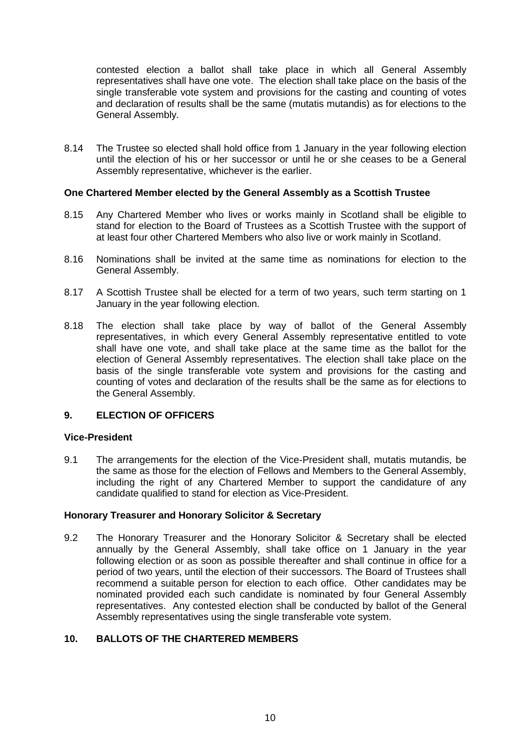contested election a ballot shall take place in which all General Assembly representatives shall have one vote. The election shall take place on the basis of the single transferable vote system and provisions for the casting and counting of votes and declaration of results shall be the same (mutatis mutandis) as for elections to the General Assembly.

8.14 The Trustee so elected shall hold office from 1 January in the year following election until the election of his or her successor or until he or she ceases to be a General Assembly representative, whichever is the earlier.

**One Chartered Member elected by the General Assembly as a Scottish Trustee**

8.15 Any Chartered Member who lives or works mainly in Scotland shall be eligible to stand for election to the Board of Trustees as a Scottish Trustee with the support of at least four other Chartered Members who also live or work mainly in Scotland.

8.16 Nominations shall be invited at the same time as nominations for election to the General Assembly.

8.17 A Scottish Trustee shall be elected for a term of two years, such term starting on 1 January in the year following election.

8.18 The election shall take place by way of ballot of the General Assembly representatives, in which every General Assembly representative entitled to vote shall have one vote, and shall take place at the same time as the ballot for the election of General Assembly representatives. The election shall take place on the basis of the single transferable vote system and provisions for the casting and counting of votes and declaration of the results shall be the same as for elections to the General Assembly.

## 9. ELECTION OF OFFICERS

**Vice-President**

9.1 The arrangements for the election of the Vice-President shall, mutatis mutandis, be the same as those for the election of Fellows and Members to the General Assembly, including the right of any Chartered Member to support the candidature of any candidate qualified to stand for election as Vice-President.

**Honorary Treasurer and Honorary Solicitor & Secretary**

9.2 The Honorary Treasurer and the Honorary Solicitor & Secretary shall be elected annually by the General Assembly, shall take office on 1 January in the year following election or as soon as possible thereafter and shall continue in office for a period of two years, until the election of their successors. The Board of Trustees shall recommend a suitable person for election to each office. Other candidates may be nominated provided each such candidate is nominated by four General Assembly representatives. Any contested election shall be conducted by ballot of the General Assembly representatives using the single transferable vote system.

## 10. BALLOTS OF THE CHARTERED MEMBERS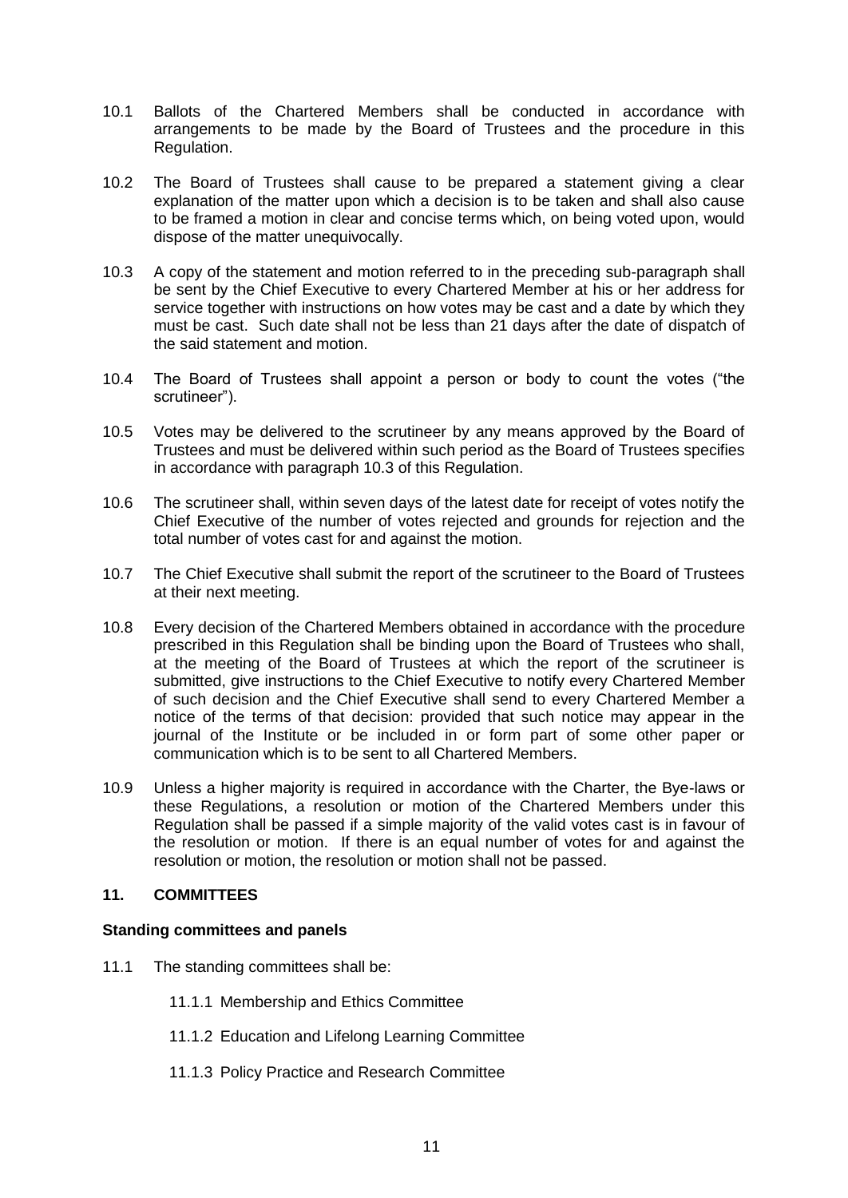10.1 Ballots of the Chartered Members shall be conducted in accordance with arrangements to be made by the Board of Trustees and the procedure in this Regulation.

10.2 The Board of Trustees shall cause to be prepared a statement giving a clear explanation of the matter upon which a decision is to be taken and shall also cause to be framed a motion in clear and concise terms which, on being voted upon, would dispose of the matter unequivocally.

10.3 A copy of the statement and motion referred to in the preceding sub-paragraph shall be sent by the Chief Executive to every Chartered Member at his or her address for service together with instructions on how votes may be cast and a date by which they must be cast. Such date shall not be less than 21 days after the date of dispatch of the said statement and motion.

10.4 The Board of Trustees shall appoint a person or body to count the votes ("the scrutineer").

10.5 Votes may be delivered to the scrutineer by any means approved by the Board of Trustees and must be delivered within such period as the Board of Trustees specifies in accordance with paragraph 10.3 of this Regulation.

10.6 The scrutineer shall, within seven days of the latest date for receipt of votes notify the Chief Executive of the number of votes rejected and grounds for rejection and the total number of votes cast for and against the motion.

10.7 The Chief Executive shall submit the report of the scrutineer to the Board of Trustees at their next meeting.

10.8 Every decision of the Chartered Members obtained in accordance with the procedure prescribed in this Regulation shall be binding upon the Board of Trustees who shall, at the meeting of the Board of Trustees at which the report of the scrutineer is submitted, give instructions to the Chief Executive to notify every Chartered Member of such decision and the Chief Executive shall send to every Chartered Member a notice of the terms of that decision: provided that such notice may appear in the journal of the Institute or be included in or form part of some other paper or communication which is to be sent to all Chartered Members.

10.9 Unless a higher majority is required in accordance with the Charter, the Bye-laws or these Regulations, a resolution or motion of the Chartered Members under this Regulation shall be passed if a simple majority of the valid votes cast is in favour of the resolution or motion. If there is an equal number of votes for and against the resolution or motion, the resolution or motion shall not be passed.

## 11. COMMITTEES

### Standing committees and panels

11.1 The standing committees shall be:

11.1.1 Membership and Ethics Committee

11.1.2 Education and Lifelong Learning Committee

11.1.3 Policy Practice and Research Committee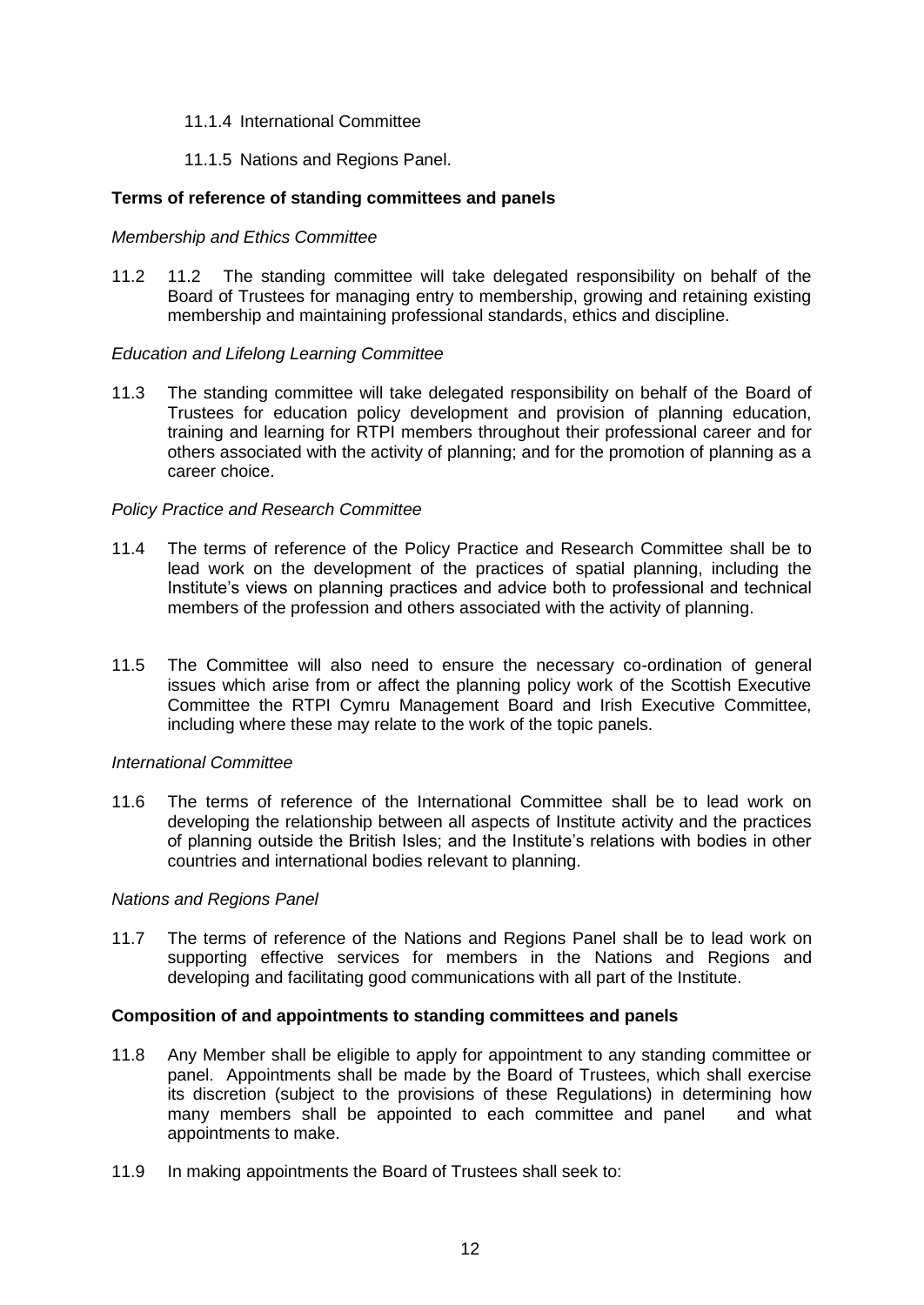11.1.4 International Committee

11.1.5 Nations and Regions Panel.

**Terms of reference of standing committees and panels**

*Membership and Ethics Committee*

11.2 11.2 The standing committee will take delegated responsibility on behalf of the Board of Trustees for managing entry to membership, growing and retaining existing membership and maintaining professional standards, ethics and discipline.

*Education and Lifelong Learning Committee*

11.3 The standing committee will take delegated responsibility on behalf of the Board of Trustees for education policy development and provision of planning education, training and learning for RTPI members throughout their professional career and for others associated with the activity of planning; and for the promotion of planning as a career choice.

*Policy Practice and Research Committee*

11.4 The terms of reference of the Policy Practice and Research Committee shall be to lead work on the development of the practices of spatial planning, including the Institute's views on planning practices and advice both to professional and technical members of the profession and others associated with the activity of planning.

11.5 The Committee will also need to ensure the necessary co-ordination of general issues which arise from or affect the planning policy work of the Scottish Executive Committee the RTPI Cymru Management Board and Irish Executive Committee, including where these may relate to the work of the topic panels.

*International Committee*

11.6 The terms of reference of the International Committee shall be to lead work on developing the relationship between all aspects of Institute activity and the practices of planning outside the British Isles; and the Institute's relations with bodies in other countries and international bodies relevant to planning.

*Nations and Regions Panel*

11.7 The terms of reference of the Nations and Regions Panel shall be to lead work on supporting effective services for members in the Nations and Regions and developing and facilitating good communications with all part of the Institute.

**Composition of and appointments to standing committees and panels**

11.8 Any Member shall be eligible to apply for appointment to any standing committee or panel. Appointments shall be made by the Board of Trustees, which shall exercise its discretion (subject to the provisions of these Regulations) in determining how many members shall be appointed to each committee and panel and what appointments to make.

11.9 In making appointments the Board of Trustees shall seek to: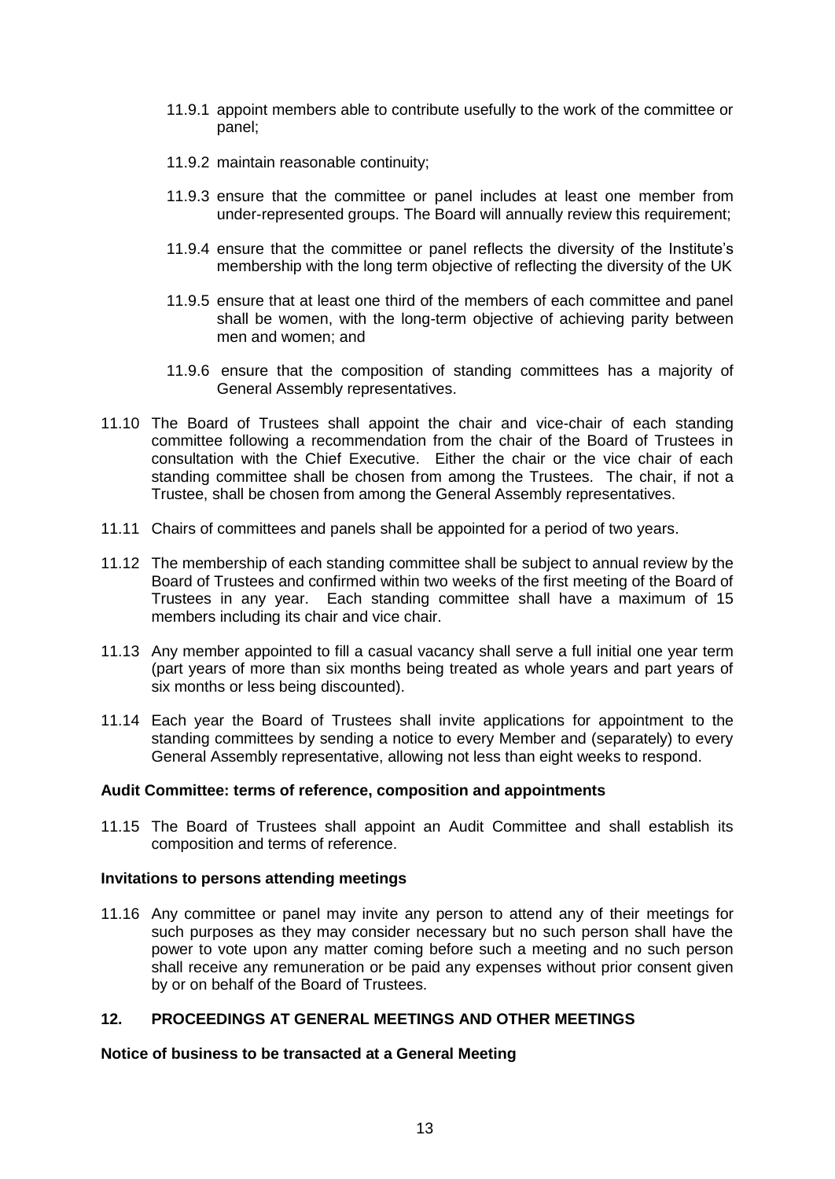11.9.1 appoint members able to contribute usefully to the work of the committee or panel;

11.9.2 maintain reasonable continuity;

11.9.3 ensure that the committee or panel includes at least one member from under-represented groups. The Board will annually review this requirement;

11.9.4 ensure that the committee or panel reflects the diversity of the Institute's membership with the long term objective of reflecting the diversity of the UK

11.9.5 ensure that at least one third of the members of each committee and panel shall be women, with the long-term objective of achieving parity between men and women; and

11.9.6 ensure that the composition of standing committees has a majority of General Assembly representatives.

11.10 The Board of Trustees shall appoint the chair and vice-chair of each standing committee following a recommendation from the chair of the Board of Trustees in consultation with the Chief Executive. Either the chair or the vice chair of each standing committee shall be chosen from among the Trustees. The chair, if not a Trustee, shall be chosen from among the General Assembly representatives.

11.11 Chairs of committees and panels shall be appointed for a period of two years.

11.12 The membership of each standing committee shall be subject to annual review by the Board of Trustees and confirmed within two weeks of the first meeting of the Board of Trustees in any year. Each standing committee shall have a maximum of 15 members including its chair and vice chair.

11.13 Any member appointed to fill a casual vacancy shall serve a full initial one year term (part years of more than six months being treated as whole years and part years of six months or less being discounted).

11.14 Each year the Board of Trustees shall invite applications for appointment to the standing committees by sending a notice to every Member and (separately) to every General Assembly representative, allowing not less than eight weeks to respond.

**Audit Committee: terms of reference, composition and appointments**

11.15 The Board of Trustees shall appoint an Audit Committee and shall establish its composition and terms of reference.

**Invitations to persons attending meetings**

11.16 Any committee or panel may invite any person to attend any of their meetings for such purposes as they may consider necessary but no such person shall have the power to vote upon any matter coming before such a meeting and no such person shall receive any remuneration or be paid any expenses without prior consent given by or on behalf of the Board of Trustees.

## 12. PROCEEDINGS AT GENERAL MEETINGS AND OTHER MEETINGS

**Notice of business to be transacted at a General Meeting**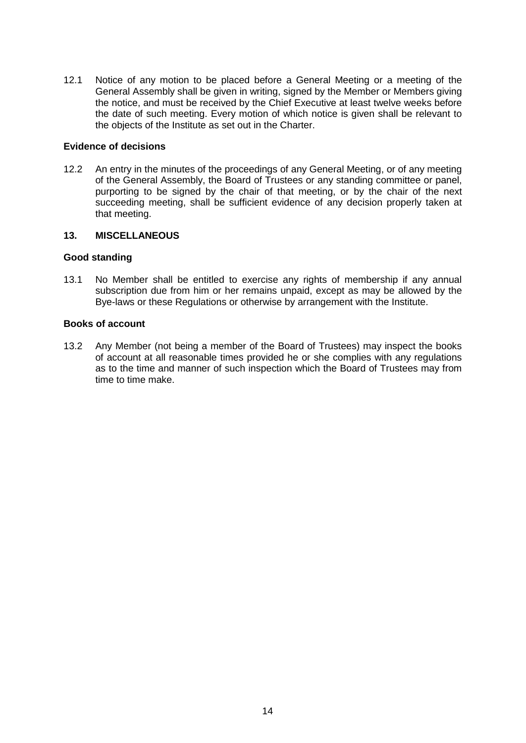12.1 Notice of any motion to be placed before a General Meeting or a meeting of the General Assembly shall be given in writing, signed by the Member or Members giving the notice, and must be received by the Chief Executive at least twelve weeks before the date of such meeting. Every motion of which notice is given shall be relevant to the objects of the Institute as set out in the Charter.

**Evidence of decisions**

12.2 An entry in the minutes of the proceedings of any General Meeting, or of any meeting of the General Assembly, the Board of Trustees or any standing committee or panel, purporting to be signed by the chair of that meeting, or by the chair of the next succeeding meeting, shall be sufficient evidence of any decision properly taken at that meeting.

## 13. MISCELLANEOUS

**Good standing**

13.1 No Member shall be entitled to exercise any rights of membership if any annual subscription due from him or her remains unpaid, except as may be allowed by the Bye-laws or these Regulations or otherwise by arrangement with the Institute.

**Books of account**

13.2 Any Member (not being a member of the Board of Trustees) may inspect the books of account at all reasonable times provided he or she complies with any regulations as to the time and manner of such inspection which the Board of Trustees may from time to time make.